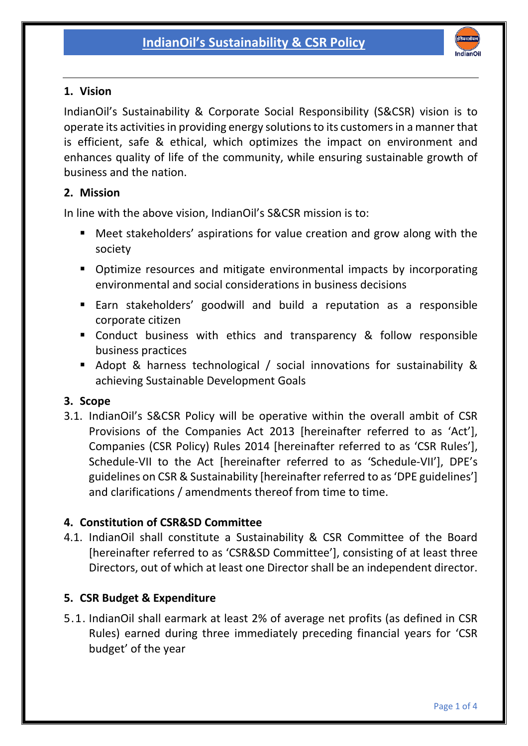# IndianOil's Sustainability & CSR Policy

## 1. Vision

IndianOil's Sustainability & Corporate Social Responsibility (S&CSR) vision is to operate its activities in providing energy solutions to its customers in a manner that is efficient, safe & ethical, which optimizes the impact on environment and enhances quality of life of the community, while ensuring sustainable growth of business and the nation.

## 2. Mission

In line with the above vision, IndianOil's S&CSR mission is to:

- Meet stakeholders' aspirations for value creation and grow along with the society
- Optimize resources and mitigate environmental impacts by incorporating environmental and social considerations in business decisions
- Earn stakeholders' goodwill and build a reputation as a responsible corporate citizen
- Conduct business with ethics and transparency & follow responsible business practices
- Adopt & harness technological / social innovations for sustainability & achieving Sustainable Development Goals

## 3. Scope

3.1. IndianOil's S&CSR Policy will be operative within the overall ambit of CSR Provisions of the Companies Act 2013 [hereinafter referred to as 'Act'], Companies (CSR Policy) Rules 2014 [hereinafter referred to as 'CSR Rules'], Schedule-VII to the Act [hereinafter referred to as 'Schedule-VII'], DPE's guidelines on CSR & Sustainability [hereinafter referred to as 'DPE guidelines'] and clarifications / amendments thereof from time to time.

## 4. Constitution of CSR&SD Committee

4.1. IndianOil shall constitute a Sustainability & CSR Committee of the Board [hereinafter referred to as 'CSR&SD Committee'], consisting of at least three Directors, out of which at least one Director shall be an independent director.

## 5. CSR Budget & Expenditure

5.1. IndianOil shall earmark at least 2% of average net profits (as defined in CSR Rules) earned during three immediately preceding financial years for 'CSR budget' of the year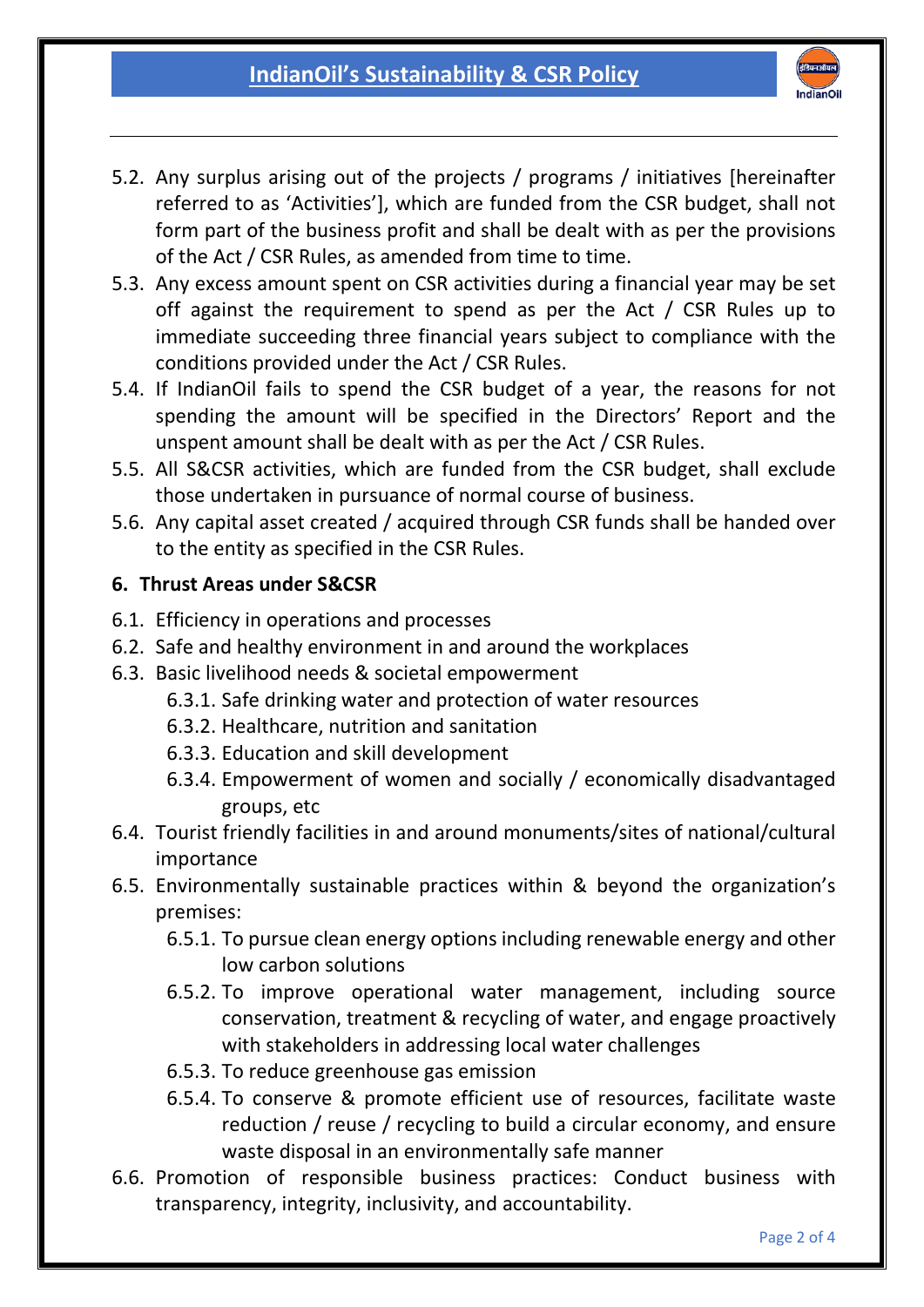5.2. Any surplus arising out of the projects / programs / initiatives [hereinafter referred to as 'Activities'], which are funded from the CSR budget, shall not form part of the business profit and shall be dealt with as per the provisions of the Act / CSR Rules, as amended from time to time.

5.3. Any excess amount spent on CSR activities during a financial year may be set off against the requirement to spend as per the Act / CSR Rules up to immediate succeeding three financial years subject to compliance with the conditions provided under the Act / CSR Rules.

5.4. If IndianOil fails to spend the CSR budget of a year, the reasons for not spending the amount will be specified in the Directors' Report and the unspent amount shall be dealt with as per the Act / CSR Rules.

5.5. All S&CSR activities, which are funded from the CSR budget, shall exclude those undertaken in pursuance of normal course of business.

5.6. Any capital asset created / acquired through CSR funds shall be handed over to the entity as specified in the CSR Rules.

**6. Thrust Areas under S&CSR**

6.1. Efficiency in operations and processes

6.2. Safe and healthy environment in and around the workplaces

6.3. Basic livelihood needs & societal empowerment

- 6.3.1. Safe drinking water and protection of water resources
- 6.3.2. Healthcare, nutrition and sanitation
- 6.3.3. Education and skill development
- 6.3.4. Empowerment of women and socially / economically disadvantaged groups, etc

6.4. Tourist friendly facilities in and around monuments/sites of national/cultural importance

6.5. Environmentally sustainable practices within & beyond the organization's premises:

- 6.5.1. To pursue clean energy options including renewable energy and other low carbon solutions
- 6.5.2. To improve operational water management, including source conservation, treatment & recycling of water, and engage proactively with stakeholders in addressing local water challenges
- 6.5.3. To reduce greenhouse gas emission
- 6.5.4. To conserve & promote efficient use of resources, facilitate waste reduction / reuse / recycling to build a circular economy, and ensure waste disposal in an environmentally safe manner

6.6. Promotion of responsible business practices: Conduct business with transparency, integrity, inclusivity, and accountability.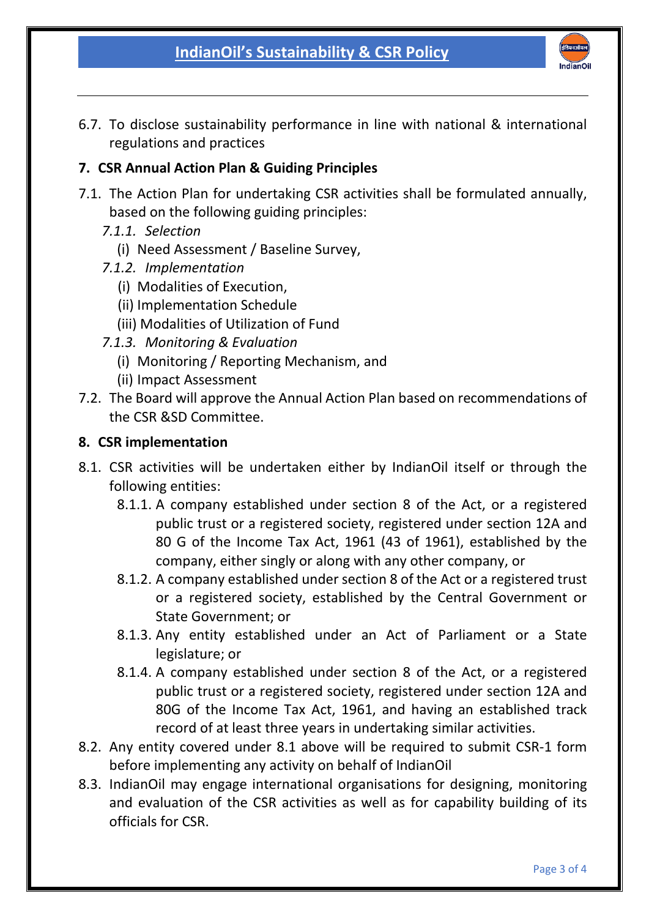6.7. To disclose sustainability performance in line with national & international regulations and practices

## 7. CSR Annual Action Plan & Guiding Principles

7.1. The Action Plan for undertaking CSR activities shall be formulated annually, based on the following guiding principles:

*7.1.1. Selection*

(i) Need Assessment / Baseline Survey,

*7.1.2. Implementation*

(i) Modalities of Execution,

(ii) Implementation Schedule

(iii) Modalities of Utilization of Fund

*7.1.3. Monitoring & Evaluation*

(i) Monitoring / Reporting Mechanism, and

(ii) Impact Assessment

7.2. The Board will approve the Annual Action Plan based on recommendations of the CSR &SD Committee.

## 8. CSR implementation

8.1. CSR activities will be undertaken either by IndianOil itself or through the following entities:

8.1.1. A company established under section 8 of the Act, or a registered public trust or a registered society, registered under section 12A and 80 G of the Income Tax Act, 1961 (43 of 1961), established by the company, either singly or along with any other company, or

8.1.2. A company established under section 8 of the Act or a registered trust or a registered society, established by the Central Government or State Government; or

8.1.3. Any entity established under an Act of Parliament or a State legislature; or

8.1.4. A company established under section 8 of the Act, or a registered public trust or a registered society, registered under section 12A and 80G of the Income Tax Act, 1961, and having an established track record of at least three years in undertaking similar activities.

8.2. Any entity covered under 8.1 above will be required to submit CSR-1 form before implementing any activity on behalf of IndianOil

8.3. IndianOil may engage international organisations for designing, monitoring and evaluation of the CSR activities as well as for capability building of its officials for CSR.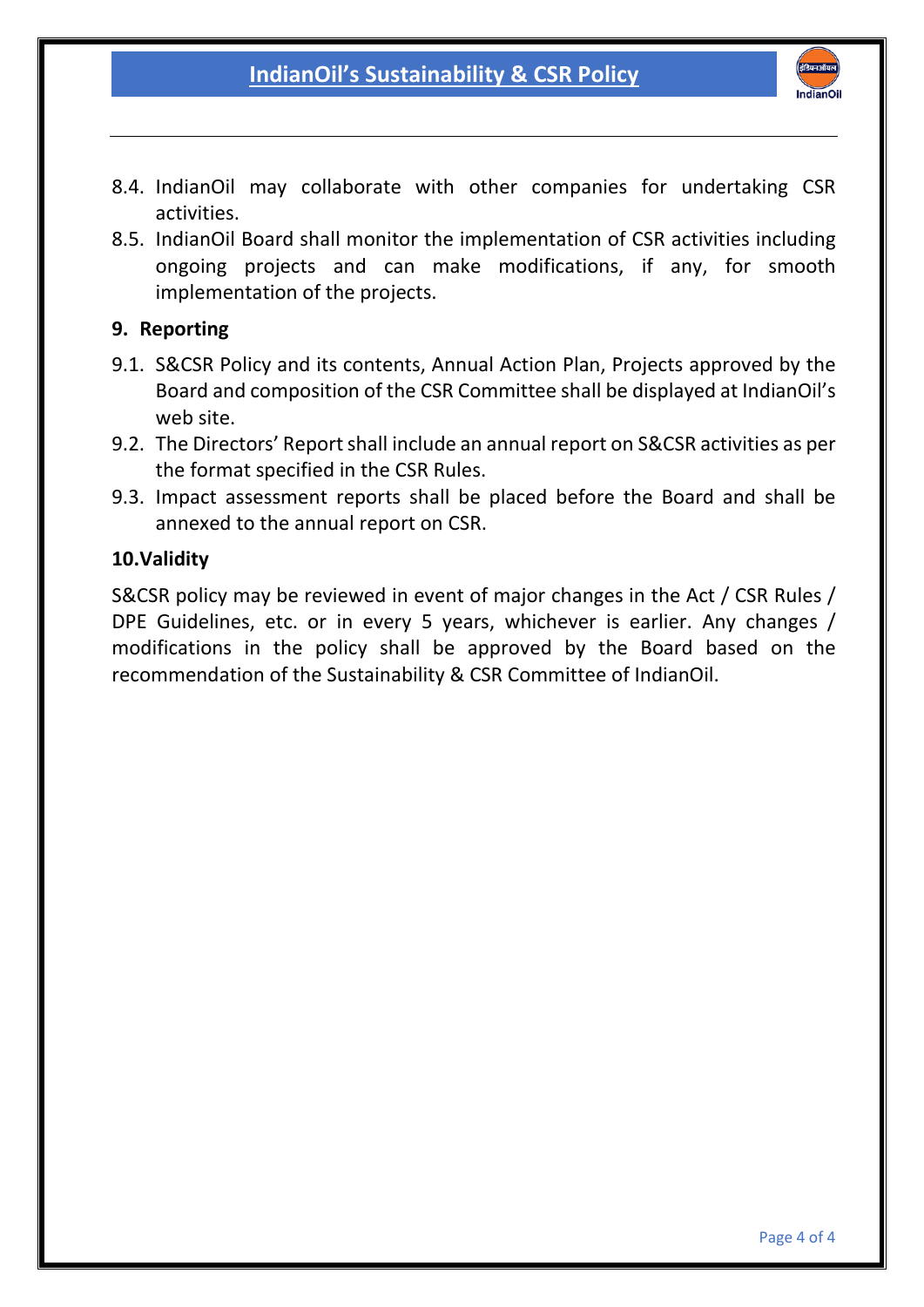8.4. IndianOil may collaborate with other companies for undertaking CSR activities.

8.5. IndianOil Board shall monitor the implementation of CSR activities including ongoing projects and can make modifications, if any, for smooth implementation of the projects.

## 9. Reporting

9.1. S&CSR Policy and its contents, Annual Action Plan, Projects approved by the Board and composition of the CSR Committee shall be displayed at IndianOil's web site.

9.2. The Directors' Report shall include an annual report on S&CSR activities as per the format specified in the CSR Rules.

9.3. Impact assessment reports shall be placed before the Board and shall be annexed to the annual report on CSR.

## 10. Validity

S&CSR policy may be reviewed in event of major changes in the Act / CSR Rules / DPE Guidelines, etc. or in every 5 years, whichever is earlier. Any changes / modifications in the policy shall be approved by the Board based on the recommendation of the Sustainability & CSR Committee of IndianOil.